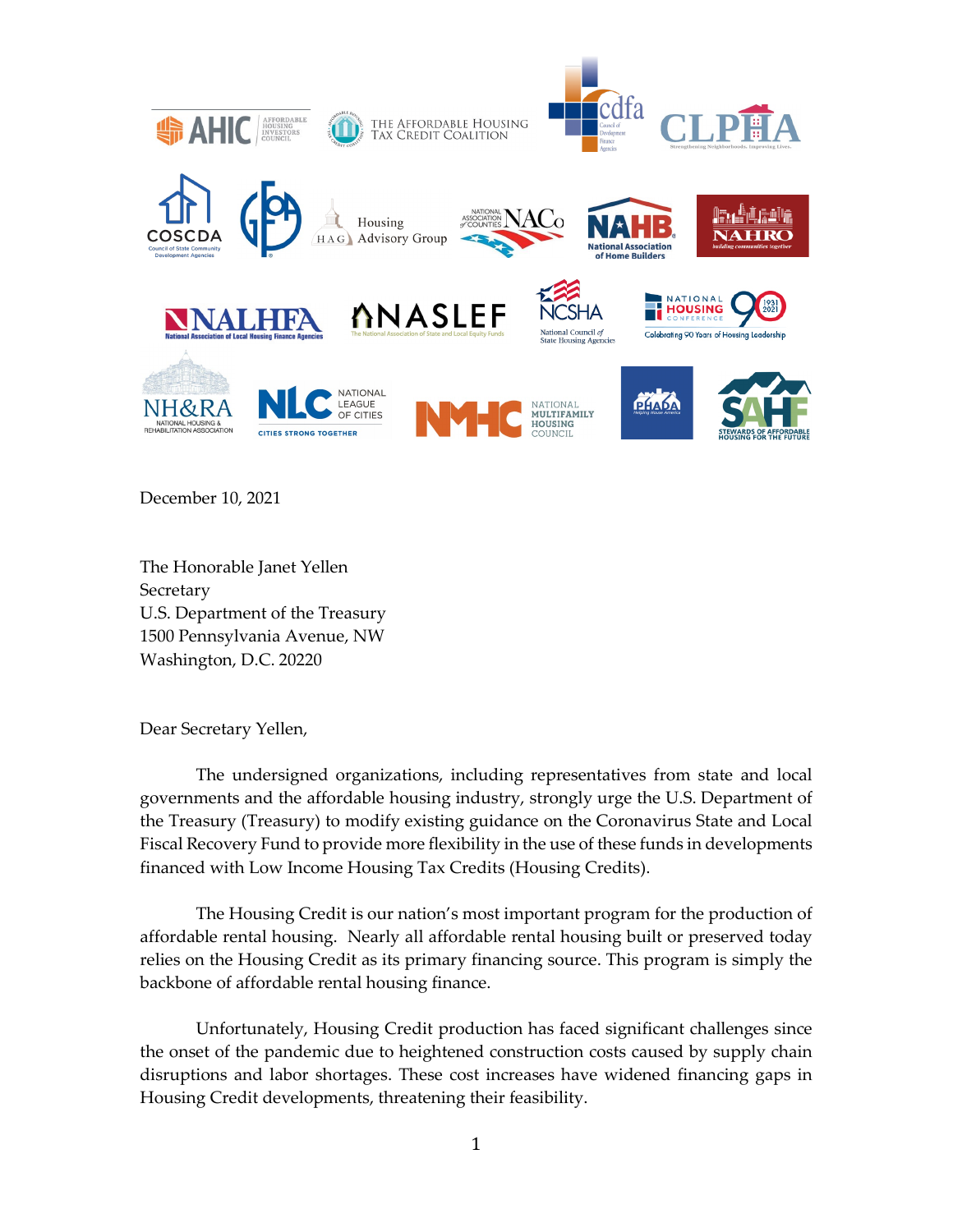December 10, 2021

The Honorable Janet Yellen
Secretary
U.S. Department of the Treasury
1500 Pennsylvania Avenue, NW
Washington, D.C. 20220

Dear Secretary Yellen,

The undersigned organizations, including representatives from state and local governments and the affordable housing industry, strongly urge the U.S. Department of the Treasury (Treasury) to modify existing guidance on the Coronavirus State and Local Fiscal Recovery Fund to provide more flexibility in the use of these funds in developments financed with Low Income Housing Tax Credits (Housing Credits).

The Housing Credit is our nation's most important program for the production of affordable rental housing. Nearly all affordable rental housing built or preserved today relies on the Housing Credit as its primary financing source. This program is simply the backbone of affordable rental housing finance.

Unfortunately, Housing Credit production has faced significant challenges since the onset of the pandemic due to heightened construction costs caused by supply chain disruptions and labor shortages. These cost increases have widened financing gaps in Housing Credit developments, threatening their feasibility.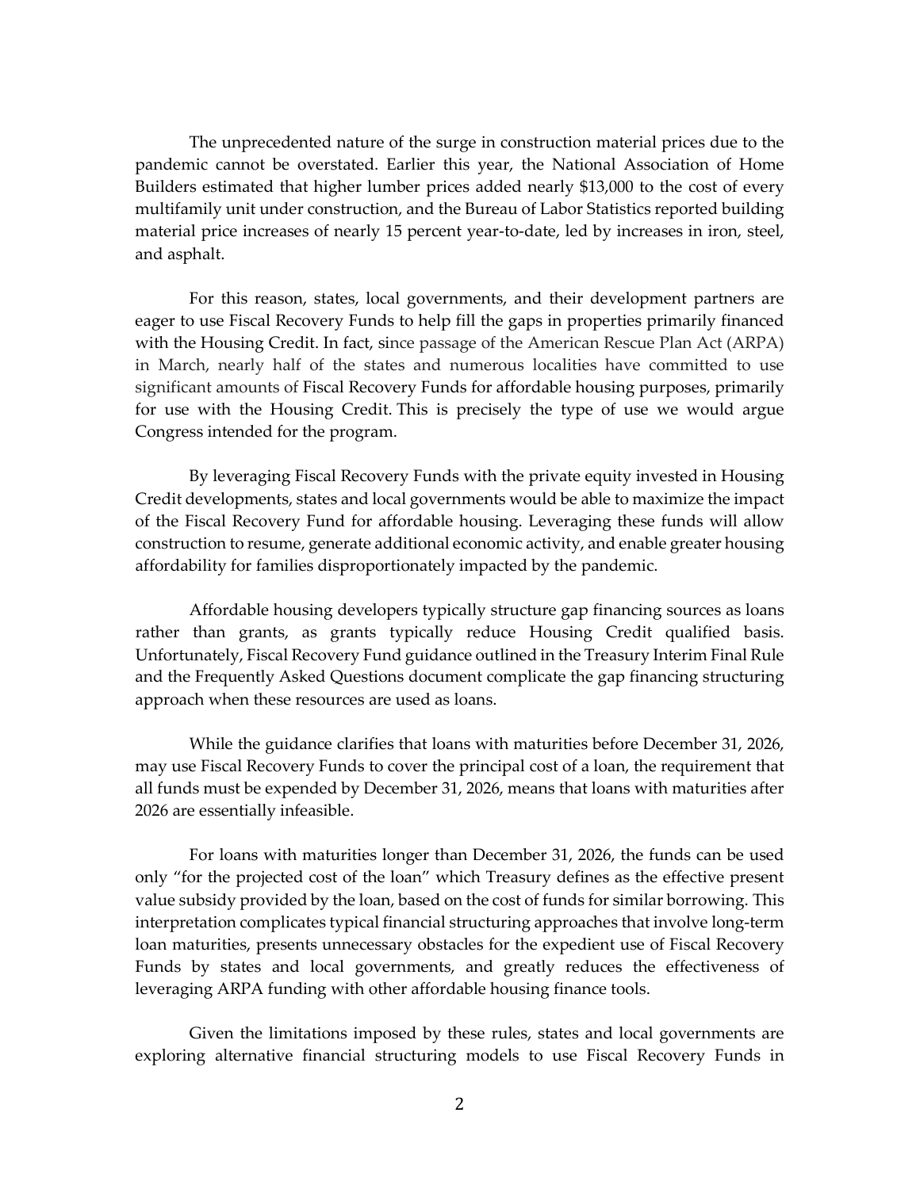The unprecedented nature of the surge in construction material prices due to the pandemic cannot be overstated. Earlier this year, the National Association of Home Builders estimated that higher lumber prices added nearly $13,000 to the cost of every multifamily unit under construction, and the Bureau of Labor Statistics reported building material price increases of nearly 15 percent year-to-date, led by increases in iron, steel, and asphalt.

For this reason, states, local governments, and their development partners are eager to use Fiscal Recovery Funds to help fill the gaps in properties primarily financed with the Housing Credit. In fact, since passage of the American Rescue Plan Act (ARPA) in March, nearly half of the states and numerous localities have committed to use significant amounts of Fiscal Recovery Funds for affordable housing purposes, primarily for use with the Housing Credit. This is precisely the type of use we would argue Congress intended for the program.

By leveraging Fiscal Recovery Funds with the private equity invested in Housing Credit developments, states and local governments would be able to maximize the impact of the Fiscal Recovery Fund for affordable housing. Leveraging these funds will allow construction to resume, generate additional economic activity, and enable greater housing affordability for families disproportionately impacted by the pandemic.

Affordable housing developers typically structure gap financing sources as loans rather than grants, as grants typically reduce Housing Credit qualified basis. Unfortunately, Fiscal Recovery Fund guidance outlined in the Treasury Interim Final Rule and the Frequently Asked Questions document complicate the gap financing structuring approach when these resources are used as loans.

While the guidance clarifies that loans with maturities before December 31, 2026, may use Fiscal Recovery Funds to cover the principal cost of a loan, the requirement that all funds must be expended by December 31, 2026, means that loans with maturities after 2026 are essentially infeasible.

For loans with maturities longer than December 31, 2026, the funds can be used only "for the projected cost of the loan" which Treasury defines as the effective present value subsidy provided by the loan, based on the cost of funds for similar borrowing. This interpretation complicates typical financial structuring approaches that involve long-term loan maturities, presents unnecessary obstacles for the expedient use of Fiscal Recovery Funds by states and local governments, and greatly reduces the effectiveness of leveraging ARPA funding with other affordable housing finance tools.

Given the limitations imposed by these rules, states and local governments are exploring alternative financial structuring models to use Fiscal Recovery Funds in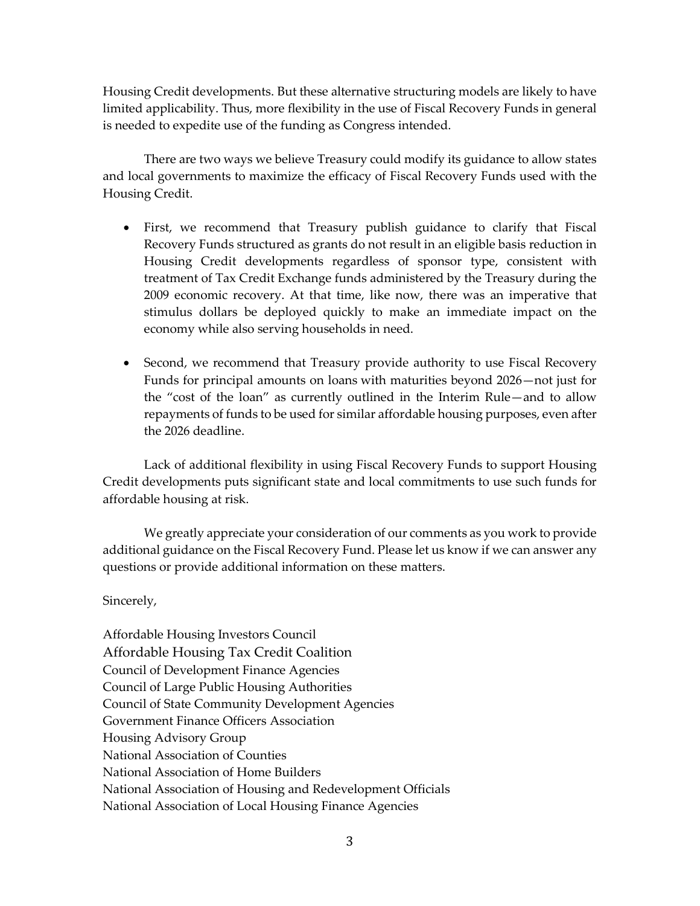Housing Credit developments. But these alternative structuring models are likely to have limited applicability. Thus, more flexibility in the use of Fiscal Recovery Funds in general is needed to expedite use of the funding as Congress intended.

There are two ways we believe Treasury could modify its guidance to allow states and local governments to maximize the efficacy of Fiscal Recovery Funds used with the Housing Credit.

- First, we recommend that Treasury publish guidance to clarify that Fiscal Recovery Funds structured as grants do not result in an eligible basis reduction in Housing Credit developments regardless of sponsor type, consistent with treatment of Tax Credit Exchange funds administered by the Treasury during the 2009 economic recovery. At that time, like now, there was an imperative that stimulus dollars be deployed quickly to make an immediate impact on the economy while also serving households in need.

- Second, we recommend that Treasury provide authority to use Fiscal Recovery Funds for principal amounts on loans with maturities beyond 2026—not just for the "cost of the loan" as currently outlined in the Interim Rule—and to allow repayments of funds to be used for similar affordable housing purposes, even after the 2026 deadline.

Lack of additional flexibility in using Fiscal Recovery Funds to support Housing Credit developments puts significant state and local commitments to use such funds for affordable housing at risk.

We greatly appreciate your consideration of our comments as you work to provide additional guidance on the Fiscal Recovery Fund. Please let us know if we can answer any questions or provide additional information on these matters.

Sincerely,

Affordable Housing Investors Council
Affordable Housing Tax Credit Coalition
Council of Development Finance Agencies
Council of Large Public Housing Authorities
Council of State Community Development Agencies
Government Finance Officers Association
Housing Advisory Group
National Association of Counties
National Association of Home Builders
National Association of Housing and Redevelopment Officials
National Association of Local Housing Finance Agencies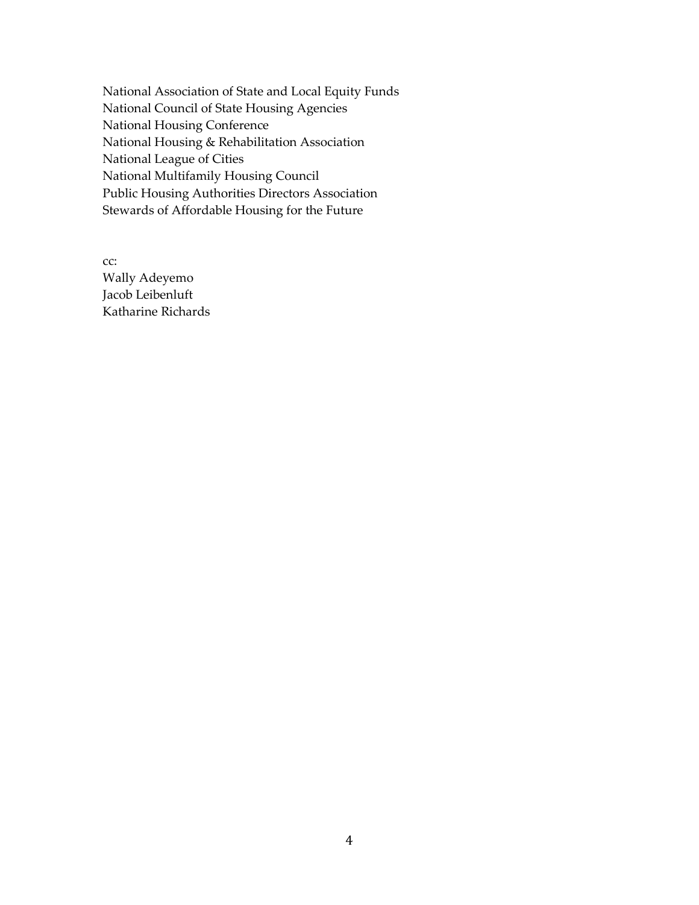National Association of State and Local Equity Funds
National Council of State Housing Agencies
National Housing Conference
National Housing & Rehabilitation Association
National League of Cities
National Multifamily Housing Council
Public Housing Authorities Directors Association
Stewards of Affordable Housing for the Future

cc:
Wally Adeyemo
Jacob Leibenluft
Katharine Richards